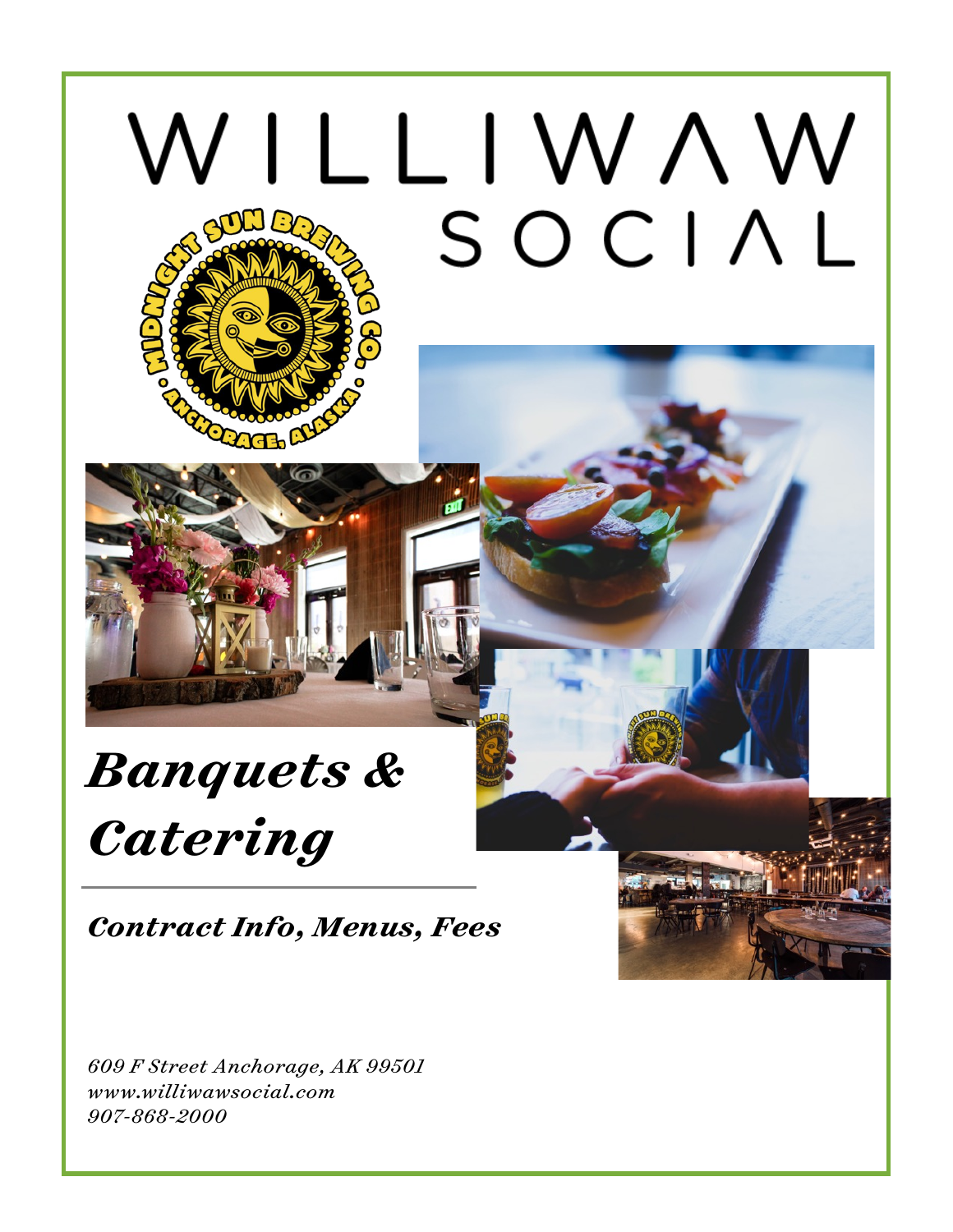# WILLIWAW SOCIAL

# *Banquets & Catering*

***Contract Info, Menus, Fees***

*609 F Street Anchorage, AK 99501*
*www.williwawsocial.com*
*907-868-2000*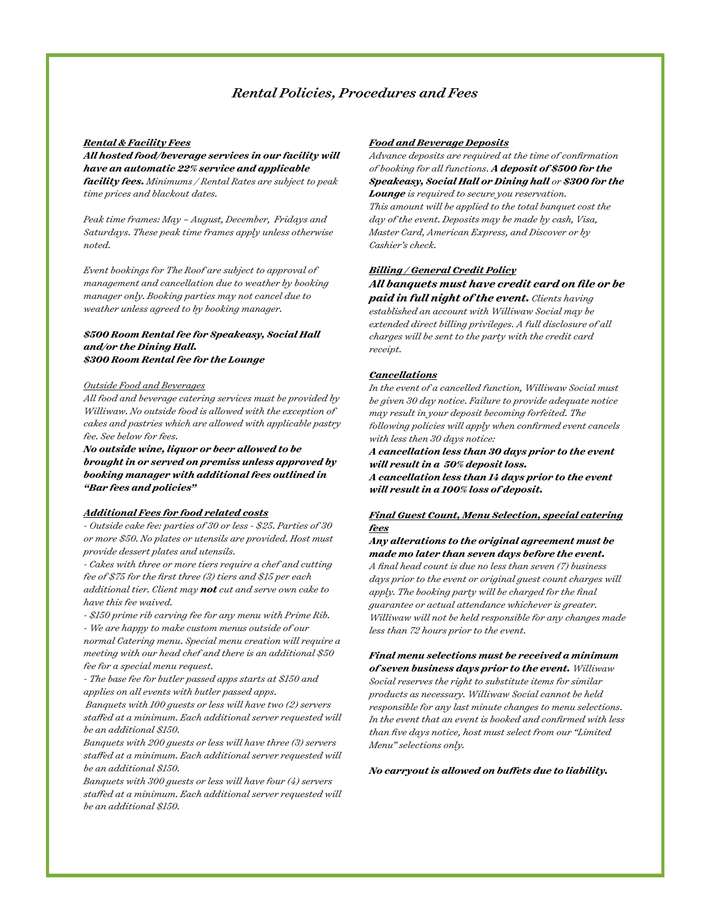# *Rental Policies, Procedures and Fees*

***Rental & Facility Fees***

***All hosted food/beverage services in our facility will have an automatic 22% service and applicable facility fees.*** *Minimums / Rental Rates are subject to peak time prices and blackout dates.*

*Peak time frames: May – August, December, Fridays and Saturdays. These peak time frames apply unless otherwise noted.*

*Event bookings for The Roof are subject to approval of management and cancellation due to weather by booking manager only. Booking parties may not cancel due to weather unless agreed to by booking manager.*

***$500 Room Rental fee for Speakeasy, Social Hall and/or the Dining Hall.***
***$300 Room Rental fee for the Lounge***

*Outside Food and Beverages*

*All food and beverage catering services must be provided by Williwaw. No outside food is allowed with the exception of cakes and pastries which are allowed with applicable pastry fee. See below for fees.*

***No outside wine, liquor or beer allowed to be brought in or served on premiss unless approved by booking manager with additional fees outlined in "Bar fees and policies"***

***Additional Fees for food related costs***

*- Outside cake fee: parties of 30 or less - $25. Parties of 30 or more $50. No plates or utensils are provided. Host must provide dessert plates and utensils.*

*- Cakes with three or more tiers require a chef and cutting fee of $75 for the first three (3) tiers and $15 per each additional tier. Client may* ***not*** *cut and serve own cake to have this fee waived.*

*- $150 prime rib carving fee for any menu with Prime Rib.*

*- We are happy to make custom menus outside of our normal Catering menu. Special menu creation will require a meeting with our head chef and there is an additional $50 fee for a special menu request.*

*- The base fee for butler passed apps starts at $150 and applies on all events with butler passed apps.*

*Banquets with 100 guests or less will have two (2) servers staffed at a minimum. Each additional server requested will be an additional $150.*

*Banquets with 200 guests or less will have three (3) servers staffed at a minimum. Each additional server requested will be an additional $150.*

*Banquets with 300 guests or less will have four (4) servers staffed at a minimum. Each additional server requested will be an additional $150.*

***Food and Beverage Deposits***

*Advance deposits are required at the time of confirmation of booking for all functions.* ***A deposit of $500 for the Speakeasy, Social Hall or Dining hall*** *or* ***$300 for the Lounge*** *is required to secure you reservation. This amount will be applied to the total banquet cost the day of the event. Deposits may be made by cash, Visa, Master Card, American Express, and Discover or by Cashier's check.*

***Billing / General Credit Policy***

***All banquets must have credit card on file or be paid in full night of the event.*** *Clients having established an account with Williwaw Social may be extended direct billing privileges. A full disclosure of all charges will be sent to the party with the credit card receipt.*

***Cancellations***

*In the event of a cancelled function, Williwaw Social must be given 30 day notice. Failure to provide adequate notice may result in your deposit becoming forfeited. The following policies will apply when confirmed event cancels with less then 30 days notice:*

***A cancellation less than 30 days prior to the event will result in a 50% deposit loss.***
***A cancellation less than 14 days prior to the event will result in a 100% loss of deposit.***

***Final Guest Count, Menu Selection, special catering fees***

***Any alterations to the original agreement must be made mo later than seven days before the event.*** *A final head count is due no less than seven (7) business days prior to the event or original guest count charges will apply. The booking party will be charged for the final guarantee or actual attendance whichever is greater. Williwaw will not be held responsible for any changes made less than 72 hours prior to the event.*

***Final menu selections must be received a minimum of seven business days prior to the event.*** *Williwaw Social reserves the right to substitute items for similar products as necessary. Williwaw Social cannot be held responsible for any last minute changes to menu selections. In the event that an event is booked and confirmed with less than five days notice, host must select from our "Limited Menu" selections only.*

***No carryout is allowed on buffets due to liability.***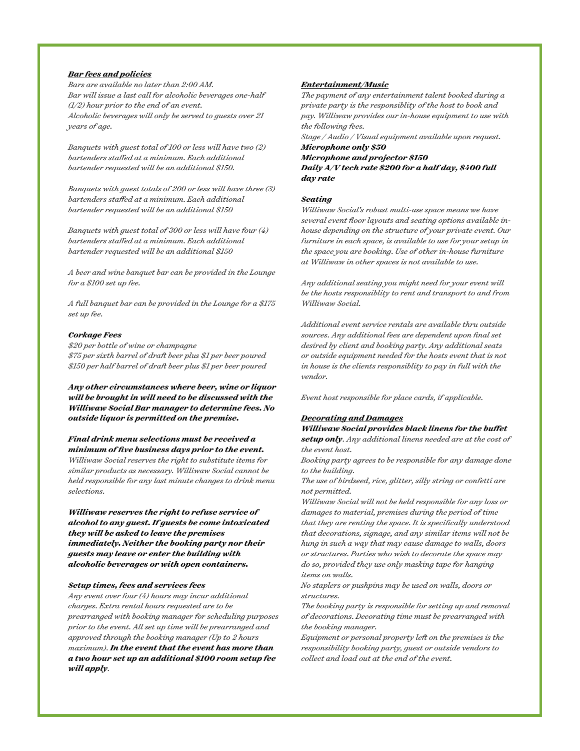## *Bar fees and policies*

*Bars are available no later than 2:00 AM.*
*Bar will issue a last call for alcoholic beverages one-half (1/2) hour prior to the end of an event.*
*Alcoholic beverages will only be served to guests over 21 years of age.*

*Banquets with guest total of 100 or less will have two (2) bartenders staffed at a minimum. Each additional bartender requested will be an additional $150.*

*Banquets with guest totals of 200 or less will have three (3) bartenders staffed at a minimum. Each additional bartender requested will be an additional $150*

*Banquets with guest total of 300 or less will have four (4) bartenders staffed at a minimum. Each additional bartender requested will be an additional $150*

*A beer and wine banquet bar can be provided in the Lounge for a $100 set up fee.*

*A full banquet bar can be provided in the Lounge for a $175 set up fee.*

### ***Corkage Fees***

*$20 per bottle of wine or champagne*
*$75 per sixth barrel of draft beer plus $1 per beer poured*
*$150 per half barrel of draft beer plus $1 per beer poured*

***Any other circumstances where beer, wine or liquor will be brought in will need to be discussed with the Williaw Social Bar manager to determine fees. No outside liquor is permitted on the premise.***

***Final drink menu selections must be received a minimum of five business days prior to the event.*** *Williwaw Social reserves the right to substitute items for similar products as necessary. Williwaw Social cannot be held responsible for any last minute changes to drink menu selections.*

***Williwaw reserves the right to refuse service of alcohol to any guest. If guests be come intoxicated they will be asked to leave the premises immediately. Neither the booking party nor their guests may leave or enter the building with alcoholic beverages or with open containers.***

## *Setup times, fees and services fees*

*Any event over four (4) hours may incur additional charges. Extra rental hours requested are to be prearranged with booking manager for scheduling purposes prior to the event. All set up time will be prearranged and approved through the booking manager (Up to 2 hours maximum).* ***In the event that the event has more than a two hour set up an additional $100 room setup fee will apply***.

## *Entertainment/Music*

*The payment of any entertainment talent booked during a private party is the responsiblity of the host to book and pay. Williwaw provides our in-house equipment to use with the following fees.*
*Stage / Audio / Visual equipment available upon request.*
***Microphone only $50***
***Microphone and projector $150***
***Daily A/V tech rate $200 for a half day, $400 full day rate***

## *Seating*

*Williwaw Social's robust multi-use space means we have several event floor layouts and seating options available in-house depending on the structure of your private event. Our furniture in each space, is available to use for your setup in the space you are booking. Use of other in-house furniture at Williwaw in other spaces is not available to use.*

*Any additional seating you might need for your event will be the hosts responsiblity to rent and transport to and from Williwaw Social.*

*Additional event service rentals are available thru outside sources. Any additional fees are dependent upon final set desired by client and booking party. Any additional seats or outside equipment needed for the hosts event that is not in house is the clients responsiblity to pay in full with the vendor.*

*Event host responsible for place cards, if applicable.*

## *Decorating and Damages*

***Williwaw Social provides black linens for the buffet setup only****. Any additional linens needed are at the cost of the event host.*
*Booking party agrees to be responsible for any damage done to the building.*
*The use of birdseed, rice, glitter, silly string or confetti are not permitted.*
*Williwaw Social will not be held responsible for any loss or damages to material, premises during the period of time that they are renting the space. It is specifically understood that decorations, signage, and any similar items will not be hung in such a way that may cause damage to walls, doors or structures. Parties who wish to decorate the space may do so, provided they use only masking tape for hanging items on walls.*
*No staplers or pushpins may be used on walls, doors or structures.*
*The booking party is responsible for setting up and removal of decorations. Decorating time must be prearranged with the booking manager.*
*Equipment or personal property left on the premises is the responsibility booking party, guest or outside vendors to collect and load out at the end of the event.*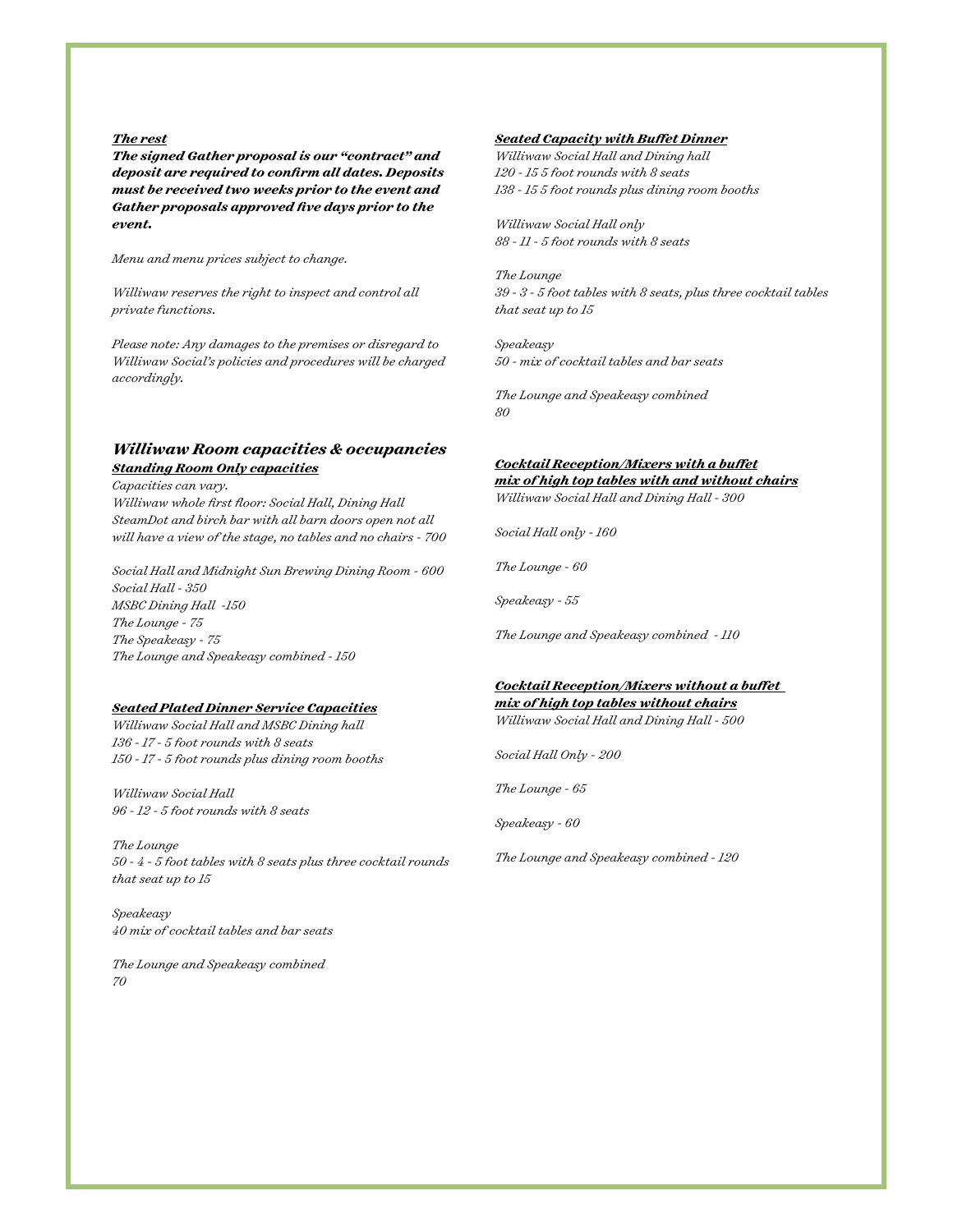***The rest***

***The signed Gather proposal is our "contract" and deposit are required to confirm all dates. Deposits must be received two weeks prior to the event and Gather proposals approved five days prior to the event.***

*Menu and menu prices subject to change.*

*Williwaw reserves the right to inspect and control all private functions.*

*Please note: Any damages to the premises or disregard to Williwaw Social's policies and procedures will be charged accordingly.*

## *Williwaw Room capacities & occupancies*

***Standing Room Only capacities***

*Capacities can vary.*
*Williwaw whole first floor: Social Hall, Dining Hall SteamDot and birch bar with all barn doors open not all will have a view of the stage, no tables and no chairs - 700*

*Social Hall and Midnight Sun Brewing Dining Room - 600*
*Social Hall - 350*
*MSBC Dining Hall -150*
*The Lounge - 75*
*The Speakeasy - 75*
*The Lounge and Speakeasy combined - 150*

***Seated Plated Dinner Service Capacities***

*Williwaw Social Hall and MSBC Dining hall*
*136 - 17 - 5 foot rounds with 8 seats*
*150 - 17 - 5 foot rounds plus dining room booths*

*Williwaw Social Hall*
*96 - 12 - 5 foot rounds with 8 seats*

*The Lounge*
*50 - 4 - 5 foot tables with 8 seats plus three cocktail rounds that seat up to 15*

*Speakeasy*
*40 mix of cocktail tables and bar seats*

*The Lounge and Speakeasy combined*
*70*

***Seated Capacity with Buffet Dinner***

*Williwaw Social Hall and Dining hall*
*120 - 15 5 foot rounds with 8 seats*
*138 - 15 5 foot rounds plus dining room booths*

*Williwaw Social Hall only*
*88 - 11 - 5 foot rounds with 8 seats*

*The Lounge*
*39 - 3 - 5 foot tables with 8 seats, plus three cocktail tables that seat up to 15*

*Speakeasy*
*50 - mix of cocktail tables and bar seats*

*The Lounge and Speakeasy combined*
*80*

***Cocktail Reception/Mixers with a buffet mix of high top tables with and without chairs***

*Williwaw Social Hall and Dining Hall - 300*

*Social Hall only - 160*

*The Lounge - 60*

*Speakeasy - 55*

*The Lounge and Speakeasy combined - 110*

***Cocktail Reception/Mixers without a buffet mix of high top tables without chairs***

*Williwaw Social Hall and Dining Hall - 500*

*Social Hall Only - 200*

*The Lounge - 65*

*Speakeasy - 60*

*The Lounge and Speakeasy combined - 120*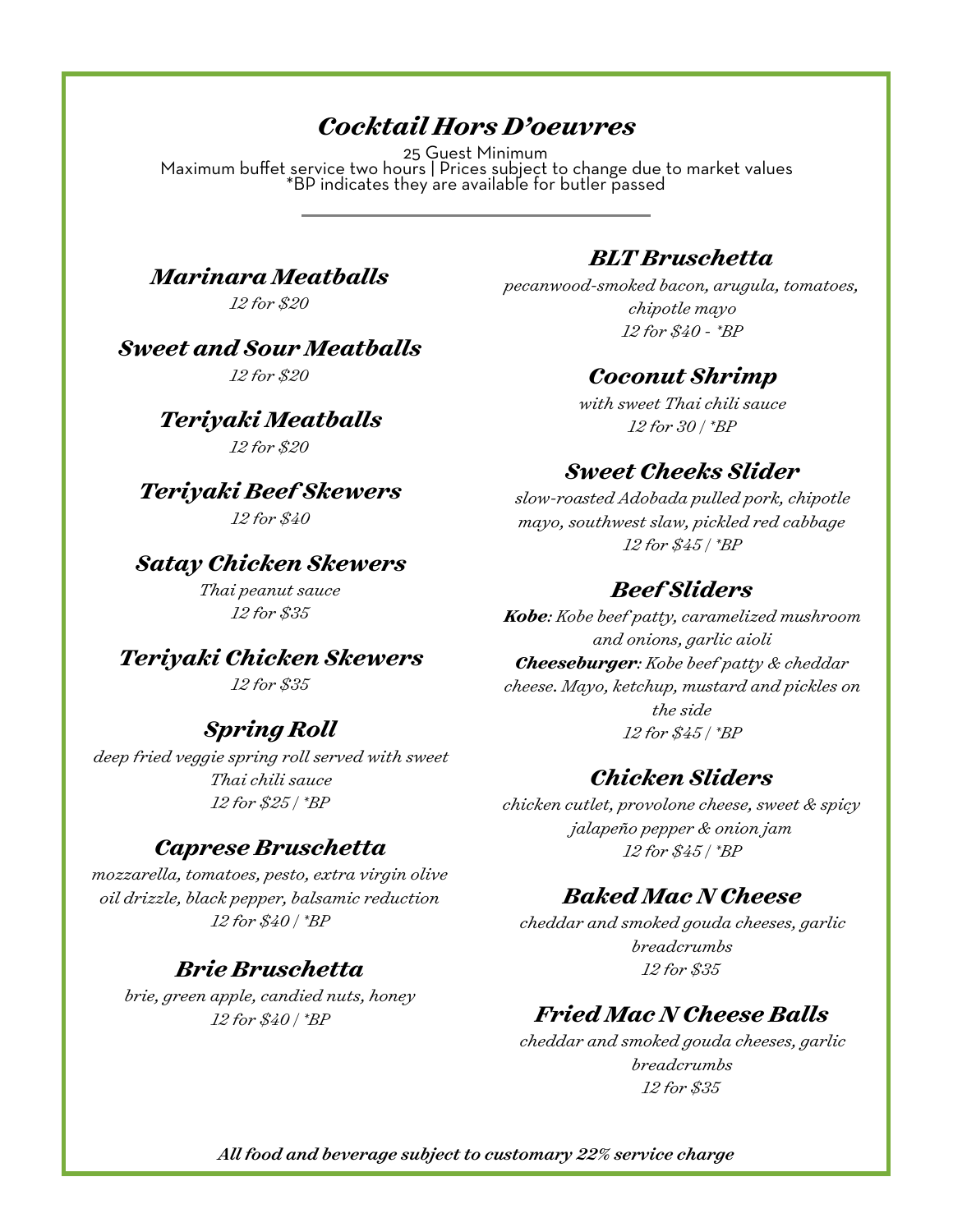# *Cocktail Hors D'oeuvres*

25 Guest Minimum
Maximum buffet service two hours | Prices subject to change due to market values
*BP indicates they are available for butler passed

---

### *Marinara Meatballs*

*12 for $20*

### *Sweet and Sour Meatballs*

*12 for $20*

### *Teriyaki Meatballs*

*12 for $20*

### *Teriyaki Beef Skewers*

*12 for $40*

### *Satay Chicken Skewers*

*Thai peanut sauce*
*12 for $35*

### *Teriyaki Chicken Skewers*

*12 for $35*

### *Spring Roll*

*deep fried veggie spring roll served with sweet Thai chili sauce*
*12 for $25 / *BP*

### *Caprese Bruschetta*

*mozzarella, tomatoes, pesto, extra virgin olive oil drizzle, black pepper, balsamic reduction*
*12 for $40 / *BP*

### *Brie Bruschetta*

*brie, green apple, candied nuts, honey*
*12 for $40 / *BP*

### *BLT Bruschetta*

*pecanwood-smoked bacon, arugula, tomatoes, chipotle mayo*
*12 for $40 - *BP*

### *Coconut Shrimp*

*with sweet Thai chili sauce*
*12 for 30 / *BP*

### *Sweet Cheeks Slider*

*slow-roasted Adobada pulled pork, chipotle mayo, southwest slaw, pickled red cabbage*
*12 for $45 / *BP*

### *Beef Sliders*

***Kobe**: Kobe beef patty, caramelized mushroom and onions, garlic aioli*
***Cheeseburger**: Kobe beef patty & cheddar cheese. Mayo, ketchup, mustard and pickles on the side*
*12 for $45 / *BP*

### *Chicken Sliders*

*chicken cutlet, provolone cheese, sweet & spicy jalapeño pepper & onion jam*
*12 for $45 / *BP*

### *Baked Mac N Cheese*

*cheddar and smoked gouda cheeses, garlic breadcrumbs*
*12 for $35*

### *Fried Mac N Cheese Balls*

*cheddar and smoked gouda cheeses, garlic breadcrumbs*
*12 for $35*

***All food and beverage subject to customary 22% service charge***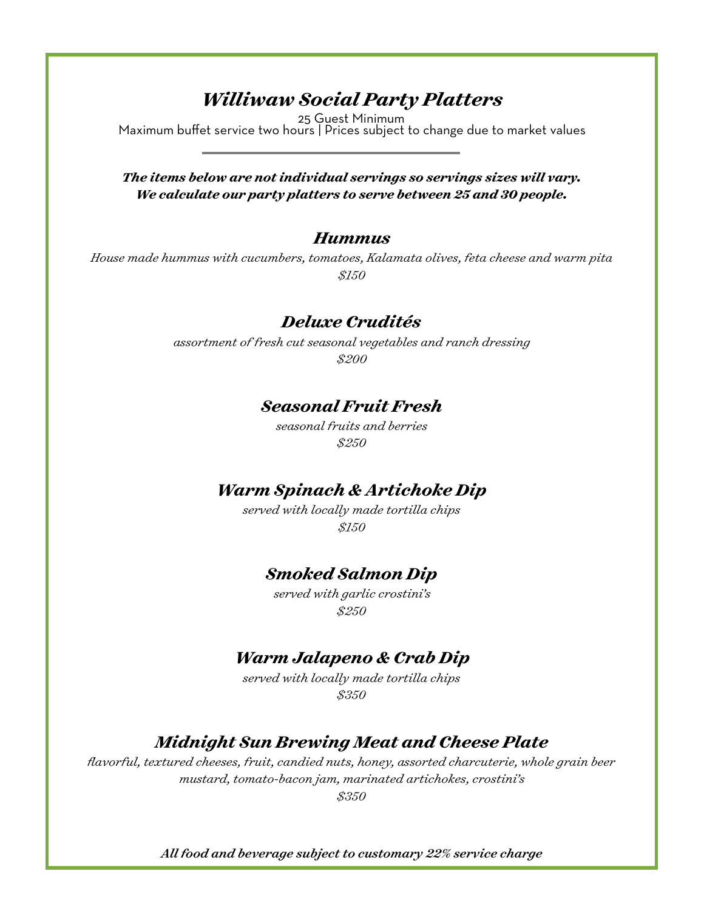# *Williwaw Social Party Platters*

25 Guest Minimum
Maximum buffet service two hours | Prices subject to change due to market values

---

***The items below are not individual servings so servings sizes will vary.***
***We calculate our party platters to serve between 25 and 30 people.***

## *Hummus*

*House made hummus with cucumbers, tomatoes, Kalamata olives, feta cheese and warm pita*
*$150*

## *Deluxe Crudités*

*assortment of fresh cut seasonal vegetables and ranch dressing*
*$200*

## *Seasonal Fruit Fresh*

*seasonal fruits and berries*
*$250*

## *Warm Spinach & Artichoke Dip*

*served with locally made tortilla chips*
*$150*

## *Smoked Salmon Dip*

*served with garlic crostini's*
*$250*

## *Warm Jalapeno & Crab Dip*

*served with locally made tortilla chips*
*$350*

## *Midnight Sun Brewing Meat and Cheese Plate*

*flavorful, textured cheeses, fruit, candied nuts, honey, assorted charcuterie, whole grain beer mustard, tomato-bacon jam, marinated artichokes, crostini's*
*$350*

***All food and beverage subject to customary 22% service charge***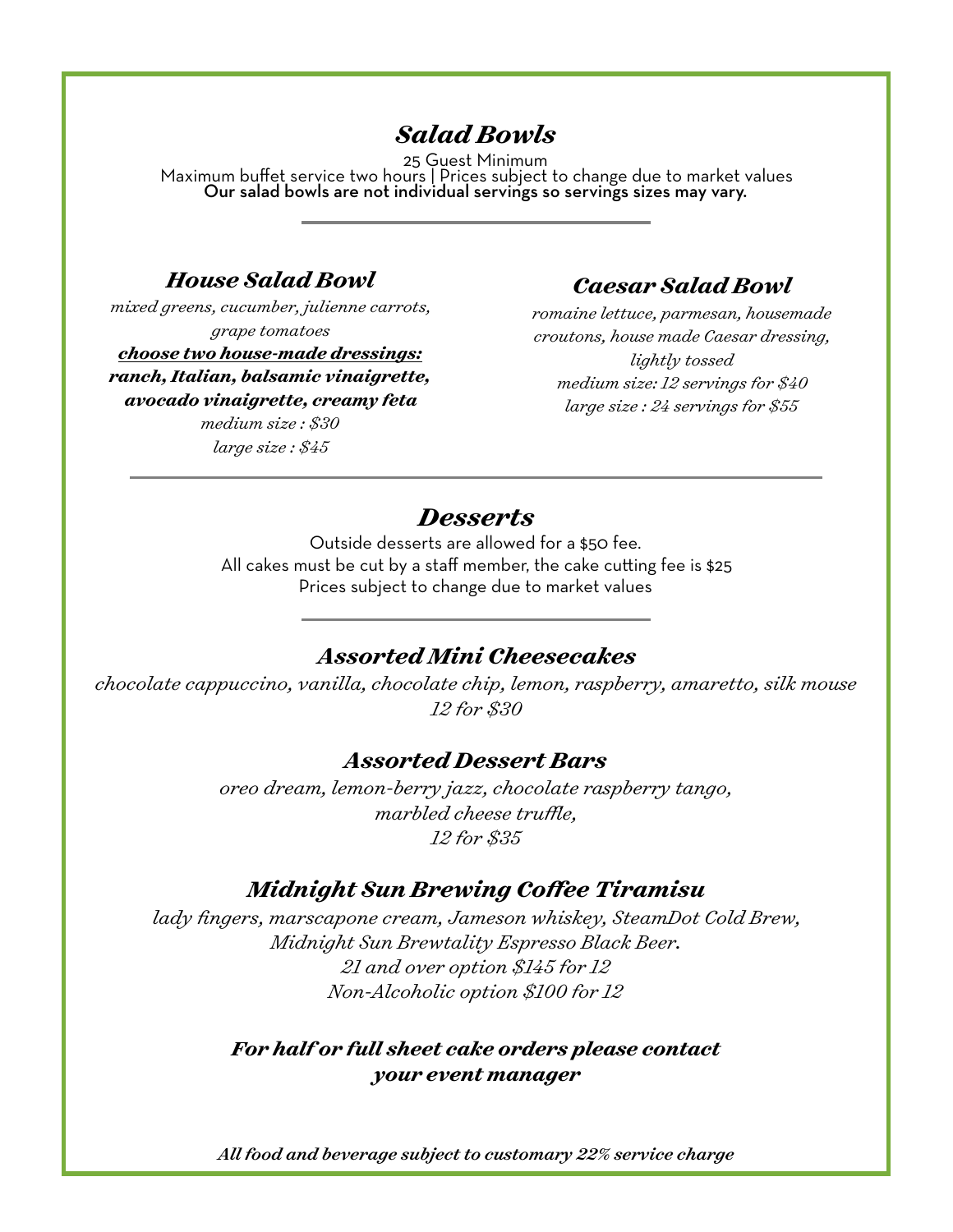## *Salad Bowls*

25 Guest Minimum
Maximum buffet service two hours | Prices subject to change due to market values
**Our salad bowls are not individual servings so servings sizes may vary.**

---

### *House Salad Bowl*

*mixed greens, cucumber, julienne carrots, grape tomatoes*

***choose two house-made dressings:***
***ranch, Italian, balsamic vinaigrette, avocado vinaigrette, creamy feta***

*medium size : $30*
*large size : $45*

### *Caesar Salad Bowl*

*romaine lettuce, parmesan, housemade croutons, house made Caesar dressing, lightly tossed*

*medium size: 12 servings for $40*
*large size : 24 servings for $55*

---

## *Desserts*

Outside desserts are allowed for a $50 fee.
All cakes must be cut by a staff member, the cake cutting fee is $25
Prices subject to change due to market values

---

### *Assorted Mini Cheesecakes*

*chocolate cappuccino, vanilla, chocolate chip, lemon, raspberry, amaretto, silk mouse*
*12 for $30*

### *Assorted Dessert Bars*

*oreo dream, lemon-berry jazz, chocolate raspberry tango, marbled cheese truffle,*
*12 for $35*

### *Midnight Sun Brewing Coffee Tiramisu*

*lady fingers, marscapone cream, Jameson whiskey, SteamDot Cold Brew, Midnight Sun Brewtality Espresso Black Beer.*
*21 and over option $145 for 12*
*Non-Alcoholic option $100 for 12*

***For half or full sheet cake orders please contact your event manager***

***All food and beverage subject to customary 22% service charge***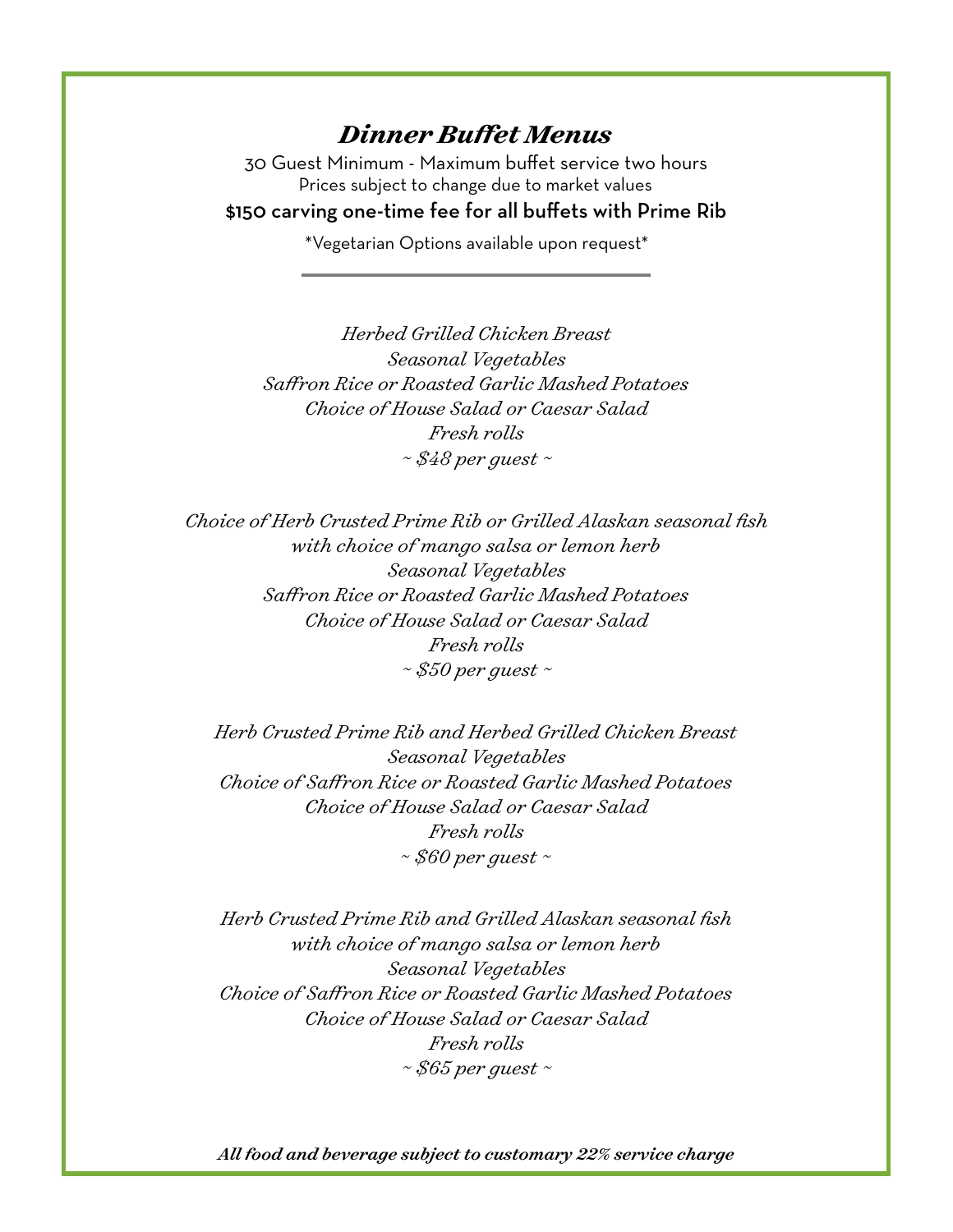# *Dinner Buffet Menus*

30 Guest Minimum - Maximum buffet service two hours
Prices subject to change due to market values

**$150 carving one-time fee for all buffets with Prime Rib**

*Vegetarian Options available upon request*

---

*Herbed Grilled Chicken Breast*
*Seasonal Vegetables*
*Saffron Rice or Roasted Garlic Mashed Potatoes*
*Choice of House Salad or Caesar Salad*
*Fresh rolls*
*~ $48 per guest ~*

*Choice of Herb Crusted Prime Rib or Grilled Alaskan seasonal fish*
*with choice of mango salsa or lemon herb*
*Seasonal Vegetables*
*Saffron Rice or Roasted Garlic Mashed Potatoes*
*Choice of House Salad or Caesar Salad*
*Fresh rolls*
*~ $50 per guest ~*

*Herb Crusted Prime Rib and Herbed Grilled Chicken Breast*
*Seasonal Vegetables*
*Choice of Saffron Rice or Roasted Garlic Mashed Potatoes*
*Choice of House Salad or Caesar Salad*
*Fresh rolls*
*~ $60 per guest ~*

*Herb Crusted Prime Rib and Grilled Alaskan seasonal fish*
*with choice of mango salsa or lemon herb*
*Seasonal Vegetables*
*Choice of Saffron Rice or Roasted Garlic Mashed Potatoes*
*Choice of House Salad or Caesar Salad*
*Fresh rolls*
*~ $65 per guest ~*

***All food and beverage subject to customary 22% service charge***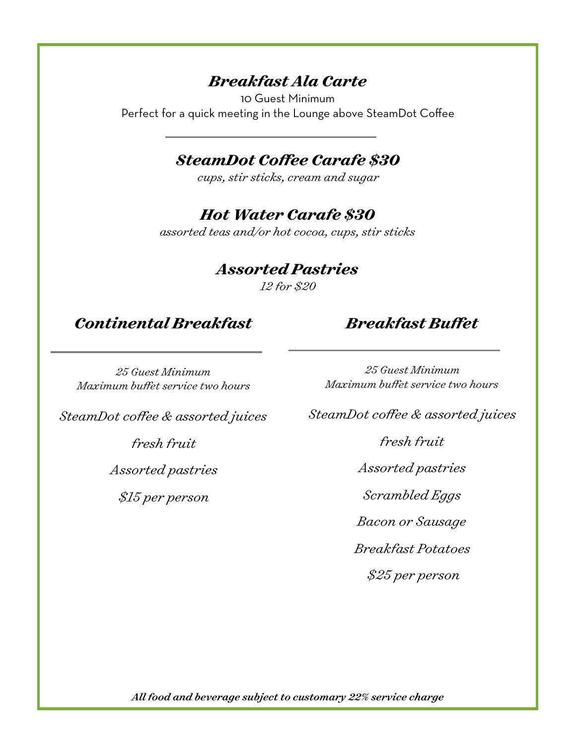## *Breakfast Ala Carte*

10 Guest Minimum

Perfect for a quick meeting in the Lounge above SteamDot Coffee

### *SteamDot Coffee Carafe $30*

*cups, stir sticks, cream and sugar*

### *Hot Water Carafe $30*

*assorted teas and/or hot cocoa, cups, stir sticks*

### *Assorted Pastries*

*12 for $20*

## *Continental Breakfast*

*25 Guest Minimum*
*Maximum buffet service two hours*

*SteamDot coffee & assorted juices*

*fresh fruit*

*Assorted pastries*

*$15 per person*

## *Breakfast Buffet*

*25 Guest Minimum*
*Maximum buffet service two hours*

*SteamDot coffee & assorted juices*

*fresh fruit*

*Assorted pastries*

*Scrambled Eggs*

*Bacon or Sausage*

*Breakfast Potatoes*

*$25 per person*

***All food and beverage subject to customary 22% service charge***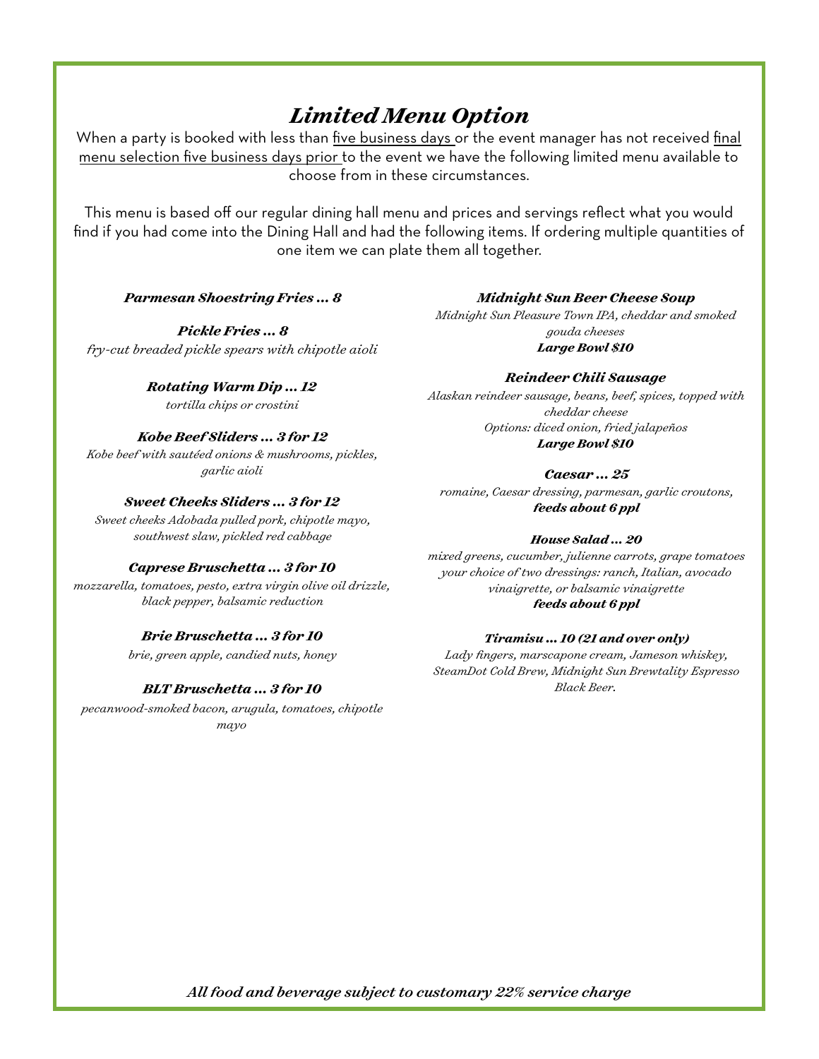# *Limited Menu Option*

When a party is booked with less than five business days or the event manager has not received final menu selection five business days prior to the event we have the following limited menu available to choose from in these circumstances.

This menu is based off our regular dining hall menu and prices and servings reflect what you would find if you had come into the Dining Hall and had the following items. If ordering multiple quantities of one item we can plate them all together.

***Parmesan Shoestring Fries ... 8***

***Pickle Fries ... 8***
*fry-cut breaded pickle spears with chipotle aioli*

***Rotating Warm Dip ... 12***
*tortilla chips or crostini*

***Kobe Beef Sliders ... 3 for 12***
*Kobe beef with sautéed onions & mushrooms, pickles, garlic aioli*

***Sweet Cheeks Sliders ... 3 for 12***
*Sweet cheeks Adobada pulled pork, chipotle mayo, southwest slaw, pickled red cabbage*

***Caprese Bruschetta ... 3 for 10***
*mozzarella, tomatoes, pesto, extra virgin olive oil drizzle, black pepper, balsamic reduction*

***Brie Bruschetta ... 3 for 10***
*brie, green apple, candied nuts, honey*

***BLT Bruschetta ... 3 for 10***
*pecanwood-smoked bacon, arugula, tomatoes, chipotle mayo*

***Midnight Sun Beer Cheese Soup***
*Midnight Sun Pleasure Town IPA, cheddar and smoked gouda cheeses*
***Large Bowl $10***

***Reindeer Chili Sausage***
*Alaskan reindeer sausage, beans, beef, spices, topped with cheddar cheese*
*Options: diced onion, fried jalapeños*
***Large Bowl $10***

***Caesar ... 25***
*romaine, Caesar dressing, parmesan, garlic croutons,* ***feeds about 6 ppl***

***House Salad ... 20***
*mixed greens, cucumber, julienne carrots, grape tomatoes your choice of two dressings: ranch, Italian, avocado vinaigrette, or balsamic vinaigrette*
***feeds about 6 ppl***

***Tiramisu ... 10 (21 and over only)***
*Lady fingers, marscapone cream, Jameson whiskey, SteamDot Cold Brew, Midnight Sun Brewtality Espresso Black Beer.*

***All food and beverage subject to customary 22% service charge***